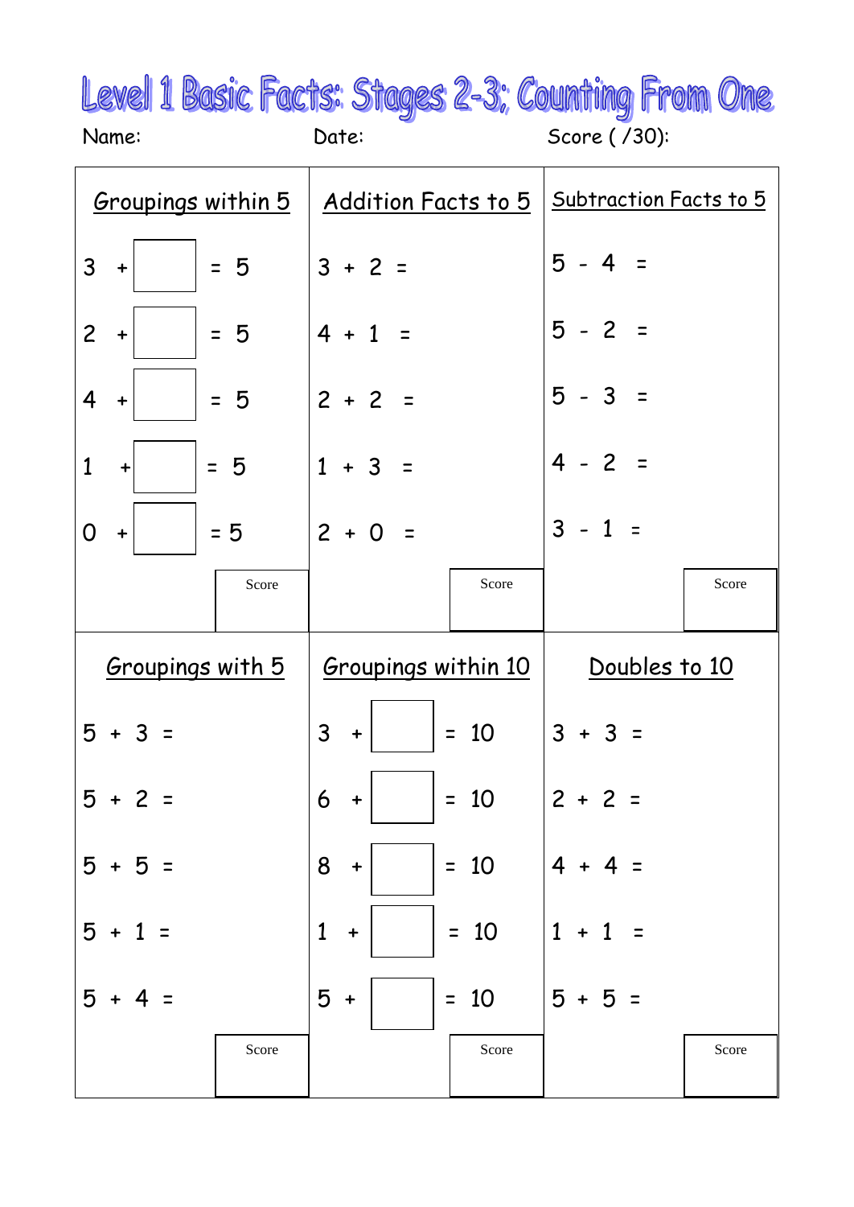# Level 1 Basic Facts: Stages 2-3; Counting From One

Name: Date: Score ( /30):

## Groupings within 5

$3 + \square = 5$

$2 + \square = 5$

$4 + \square = 5$

$1 + \square = 5$

$0 + \square = 5$

Score

## Addition Facts to 5

$3 + 2 =$

$4 + 1 =$

$2 + 2 =$

$1 + 3 =$

$2 + 0 =$

Score

## Subtraction Facts to 5

$5 - 4 =$

$5 - 2 =$

$5 - 3 =$

$4 - 2 =$

$3 - 1 =$

Score

## Groupings with 5

$5 + 3 =$

$5 + 2 =$

$5 + 5 =$

$5 + 1 =$

$5 + 4 =$

Score

## Groupings within 10

$3 + \square = 10$

$6 + \square = 10$

$8 + \square = 10$

$1 + \square = 10$

$5 + \square = 10$

Score

## Doubles to 10

$3 + 3 =$

$2 + 2 =$

$4 + 4 =$

$1 + 1 =$

$5 + 5 =$

Score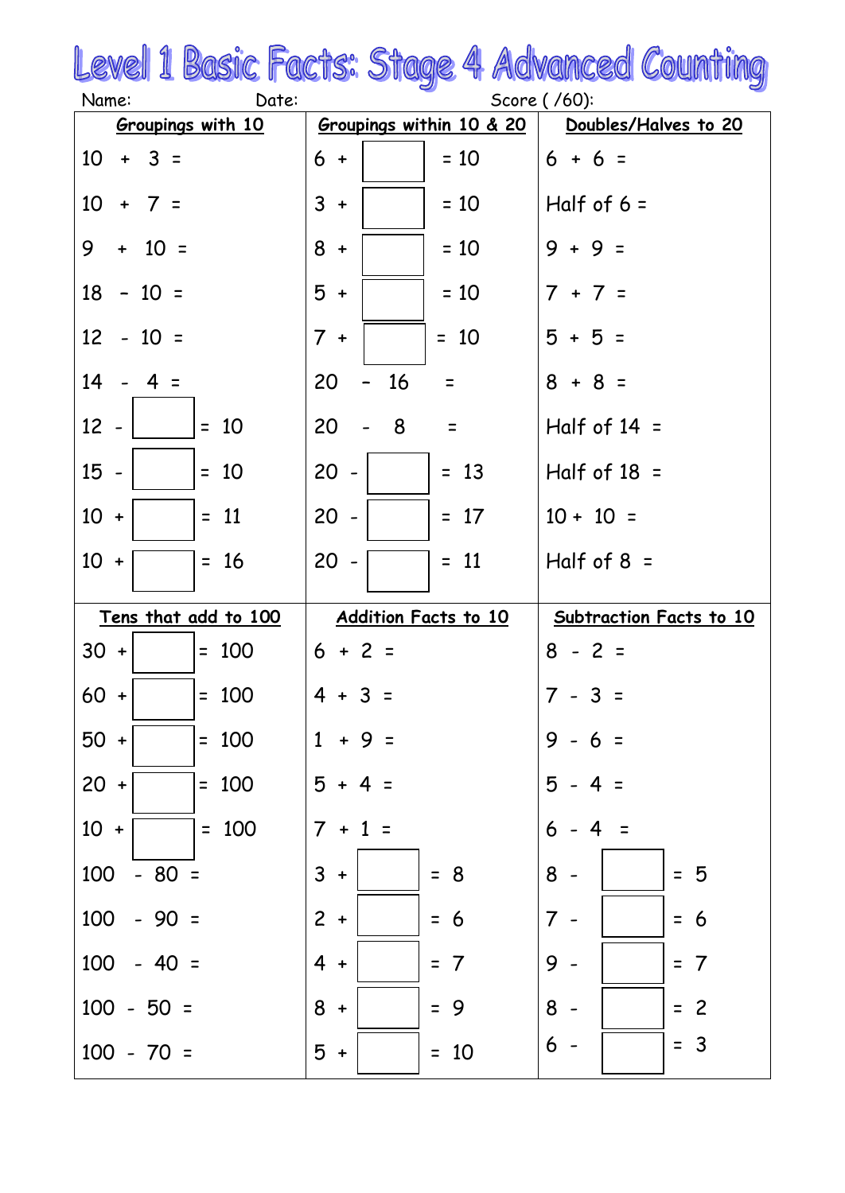# Level 1 Basic Facts: Stage 4 Advanced Counting

Name: Date: Score ( /60):

| Groupings with 10 | Groupings within 10 & 20 | Doubles/Halves to 20 |
|---|---|---|
| 10 + 3 = | 6 + ☐ = 10 | 6 + 6 = |
| 10 + 7 = | 3 + ☐ = 10 | Half of 6 = |
| 9 + 10 = | 8 + ☐ = 10 | 9 + 9 = |
| 18 - 10 = | 5 + ☐ = 10 | 7 + 7 = |
| 12 - 10 = | 7 + ☐ = 10 | 5 + 5 = |
| 14 - 4 = | 20 - 16 = | 8 + 8 = |
| 12 - ☐ = 10 | 20 - 8 = | Half of 14 = |
| 15 - ☐ = 10 | 20 - ☐ = 13 | Half of 18 = |
| 10 + ☐ = 11 | 20 - ☐ = 17 | 10 + 10 = |
| 10 + ☐ = 16 | 20 - ☐ = 11 | Half of 8 = |

| Tens that add to 100 | Addition Facts to 10 | Subtraction Facts to 10 |
|---|---|---|
| 30 + ☐ = 100 | 6 + 2 = | 8 - 2 = |
| 60 + ☐ = 100 | 4 + 3 = | 7 - 3 = |
| 50 + ☐ = 100 | 1 + 9 = | 9 - 6 = |
| 20 + ☐ = 100 | 5 + 4 = | 5 - 4 = |
| 10 + ☐ = 100 | 7 + 1 = | 6 - 4 = |
| 100 - 80 = | 3 + ☐ = 8 | 8 - ☐ = 5 |
| 100 - 90 = | 2 + ☐ = 6 | 7 - ☐ = 6 |
| 100 - 40 = | 4 + ☐ = 7 | 9 - ☐ = 7 |
| 100 - 50 = | 8 + ☐ = 9 | 8 - ☐ = 2 |
| 100 - 70 = | 5 + ☐ = 10 | 6 - ☐ = 3 |